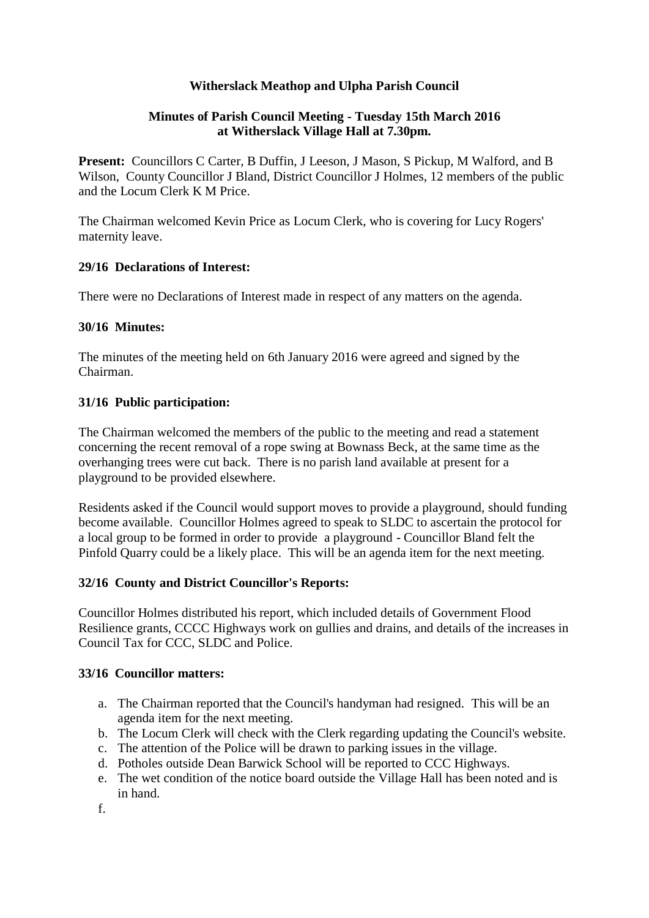# Witherslack Meathop and Ulpha Parish Council

## Minutes of Parish Council Meeting - Tuesday 15th March 2016 at Witherslack Village Hall at 7.30pm.

**Present:** Councillors C Carter, B Duffin, J Leeson, J Mason, S Pickup, M Walford, and B Wilson, County Councillor J Bland, District Councillor J Holmes, 12 members of the public and the Locum Clerk K M Price.

The Chairman welcomed Kevin Price as Locum Clerk, who is covering for Lucy Rogers' maternity leave.

### 29/16 Declarations of Interest:

There were no Declarations of Interest made in respect of any matters on the agenda.

### 30/16 Minutes:

The minutes of the meeting held on 6th January 2016 were agreed and signed by the Chairman.

### 31/16 Public participation:

The Chairman welcomed the members of the public to the meeting and read a statement concerning the recent removal of a rope swing at Bownass Beck, at the same time as the overhanging trees were cut back. There is no parish land available at present for a playground to be provided elsewhere.

Residents asked if the Council would support moves to provide a playground, should funding become available. Councillor Holmes agreed to speak to SLDC to ascertain the protocol for a local group to be formed in order to provide a playground - Councillor Bland felt the Pinfold Quarry could be a likely place. This will be an agenda item for the next meeting.

### 32/16 County and District Councillor's Reports:

Councillor Holmes distributed his report, which included details of Government Flood Resilience grants, CCCC Highways work on gullies and drains, and details of the increases in Council Tax for CCC, SLDC and Police.

### 33/16 Councillor matters:

a. The Chairman reported that the Council's handyman had resigned. This will be an agenda item for the next meeting.
b. The Locum Clerk will check with the Clerk regarding updating the Council's website.
c. The attention of the Police will be drawn to parking issues in the village.
d. Potholes outside Dean Barwick School will be reported to CCC Highways.
e. The wet condition of the notice board outside the Village Hall has been noted and is in hand.
f.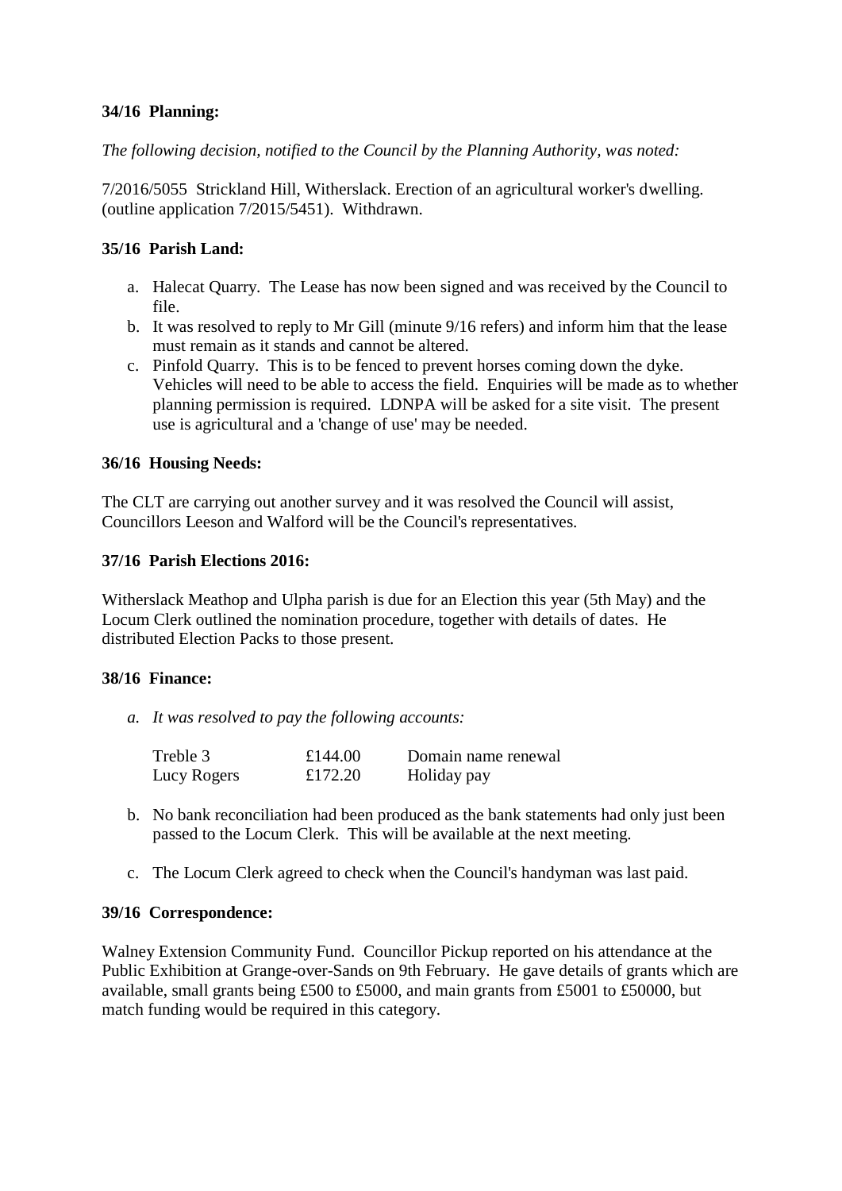**34/16 Planning:**

*The following decision, notified to the Council by the Planning Authority, was noted:*

7/2016/5055 Strickland Hill, Witherslack. Erection of an agricultural worker's dwelling. (outline application 7/2015/5451). Withdrawn.

**35/16 Parish Land:**

a. Halecat Quarry. The Lease has now been signed and was received by the Council to file.
b. It was resolved to reply to Mr Gill (minute 9/16 refers) and inform him that the lease must remain as it stands and cannot be altered.
c. Pinfold Quarry. This is to be fenced to prevent horses coming down the dyke. Vehicles will need to be able to access the field. Enquiries will be made as to whether planning permission is required. LDNPA will be asked for a site visit. The present use is agricultural and a 'change of use' may be needed.

**36/16 Housing Needs:**

The CLT are carrying out another survey and it was resolved the Council will assist, Councillors Leeson and Walford will be the Council's representatives.

**37/16 Parish Elections 2016:**

Witherslack Meathop and Ulpha parish is due for an Election this year (5th May) and the Locum Clerk outlined the nomination procedure, together with details of dates. He distributed Election Packs to those present.

**38/16 Finance:**

a. *It was resolved to pay the following accounts:*

| | | |
|---|---|---|
| Treble 3 | £144.00 | Domain name renewal |
| Lucy Rogers | £172.20 | Holiday pay |

b. No bank reconciliation had been produced as the bank statements had only just been passed to the Locum Clerk. This will be available at the next meeting.

c. The Locum Clerk agreed to check when the Council's handyman was last paid.

**39/16 Correspondence:**

Walney Extension Community Fund. Councillor Pickup reported on his attendance at the Public Exhibition at Grange-over-Sands on 9th February. He gave details of grants which are available, small grants being £500 to £5000, and main grants from £5001 to £50000, but match funding would be required in this category.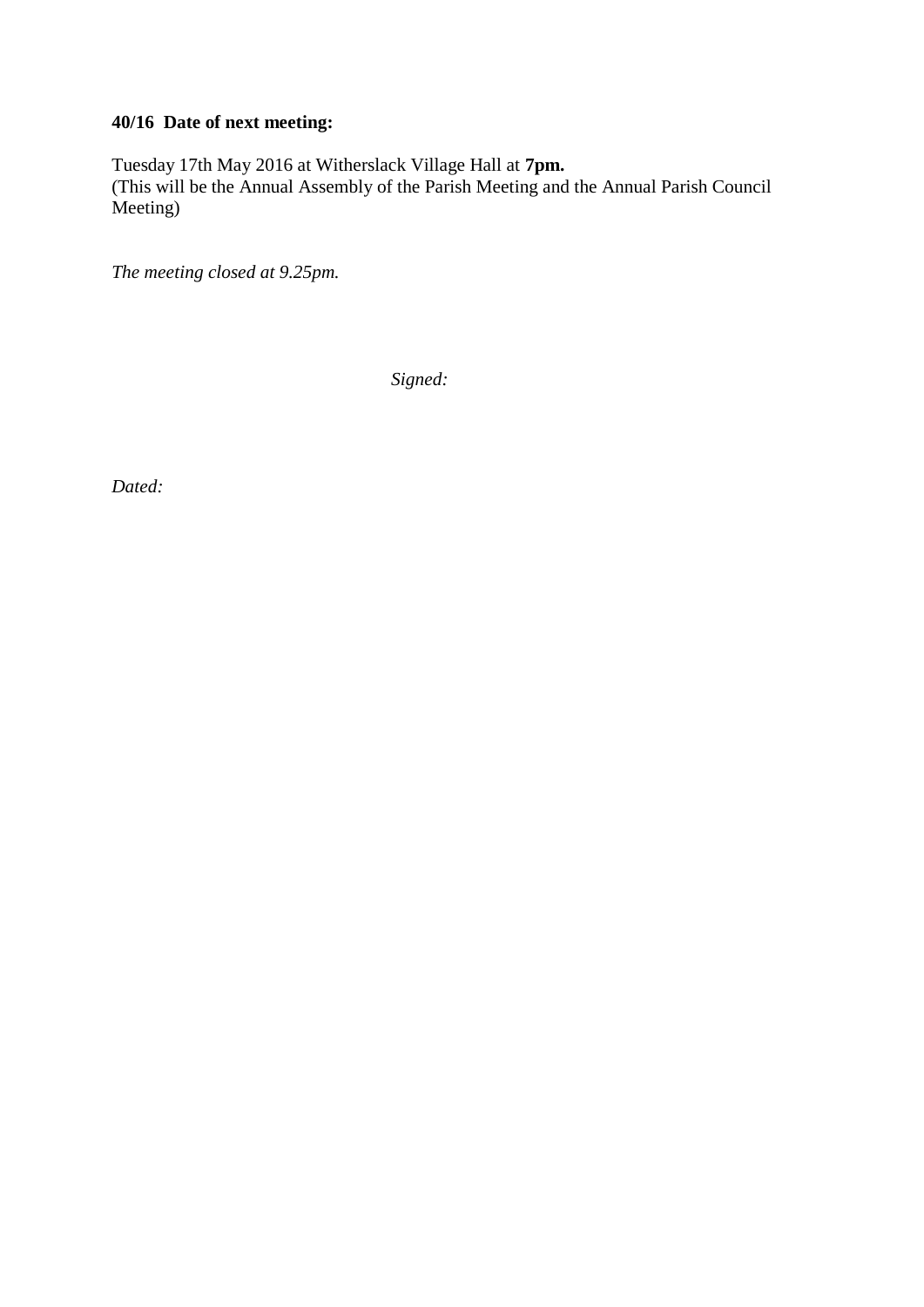**40/16  Date of next meeting:**

Tuesday 17th May 2016 at Witherslack Village Hall at **7pm.**
(This will be the Annual Assembly of the Parish Meeting and the Annual Parish Council Meeting)

*The meeting closed at 9.25pm.*

*Signed:*

*Dated:*